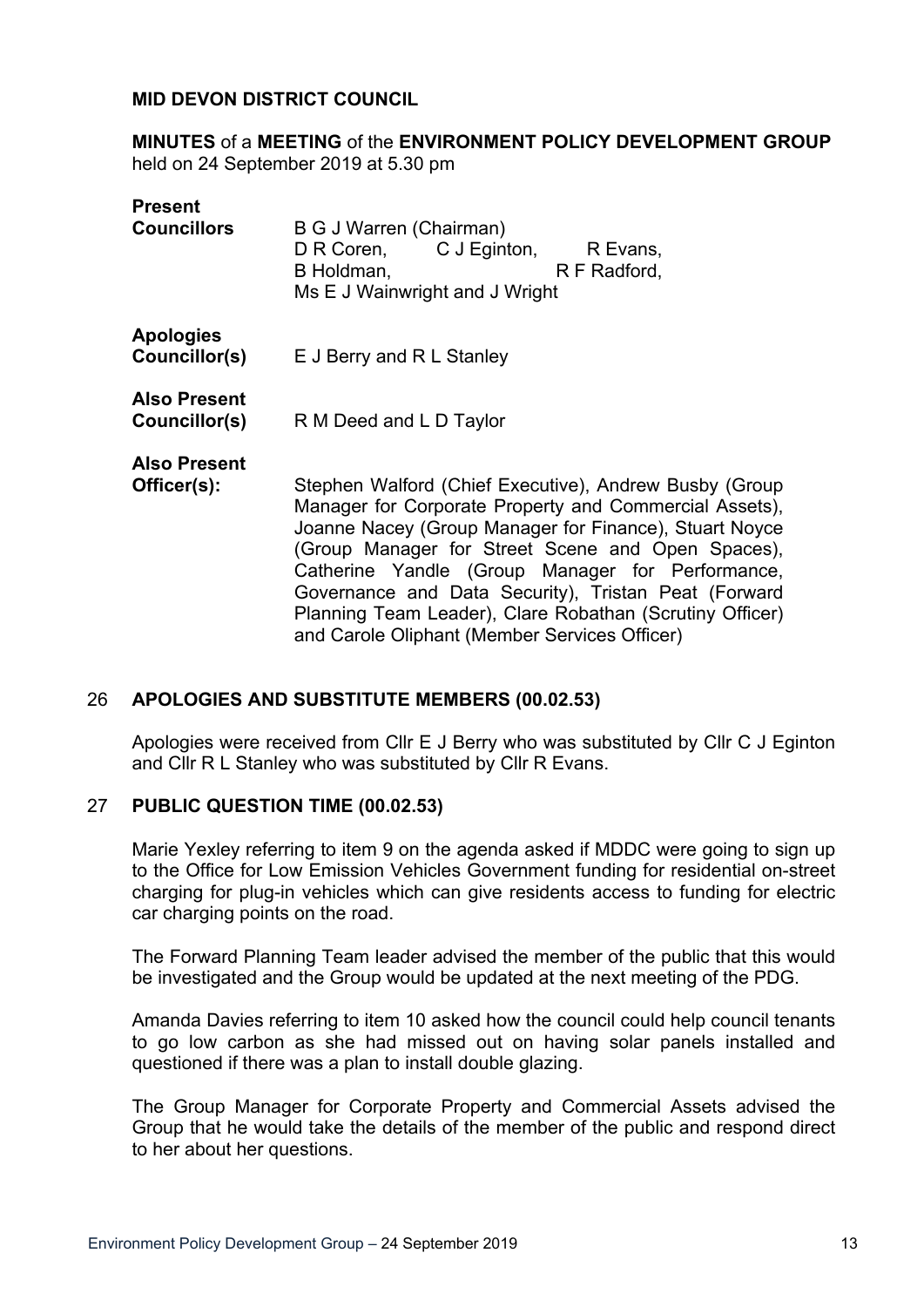**MID DEVON DISTRICT COUNCIL**

**MINUTES** of a **MEETING** of the **ENVIRONMENT POLICY DEVELOPMENT GROUP** held on 24 September 2019 at 5.30 pm

| | |
|---|---|
| **Present Councillors** | B G J Warren (Chairman)<br>D R Coren, C J Eginton, R Evans, B Holdman, R F Radford, Ms E J Wainwright and J Wright |
| **Apologies Councillor(s)** | E J Berry and R L Stanley |
| **Also Present Councillor(s)** | R M Deed and L D Taylor |
| **Also Present Officer(s):** | Stephen Walford (Chief Executive), Andrew Busby (Group Manager for Corporate Property and Commercial Assets), Joanne Nacey (Group Manager for Finance), Stuart Noyce (Group Manager for Street Scene and Open Spaces), Catherine Yandle (Group Manager for Performance, Governance and Data Security), Tristan Peat (Forward Planning Team Leader), Clare Robathan (Scrutiny Officer) and Carole Oliphant (Member Services Officer) |

### 26 APOLOGIES AND SUBSTITUTE MEMBERS (00.02.53)

Apologies were received from Cllr E J Berry who was substituted by Cllr C J Eginton and Cllr R L Stanley who was substituted by Cllr R Evans.

### 27 PUBLIC QUESTION TIME (00.02.53)

Marie Yexley referring to item 9 on the agenda asked if MDDC were going to sign up to the Office for Low Emission Vehicles Government funding for residential on-street charging for plug-in vehicles which can give residents access to funding for electric car charging points on the road.

The Forward Planning Team leader advised the member of the public that this would be investigated and the Group would be updated at the next meeting of the PDG.

Amanda Davies referring to item 10 asked how the council could help council tenants to go low carbon as she had missed out on having solar panels installed and questioned if there was a plan to install double glazing.

The Group Manager for Corporate Property and Commercial Assets advised the Group that he would take the details of the member of the public and respond direct to her about her questions.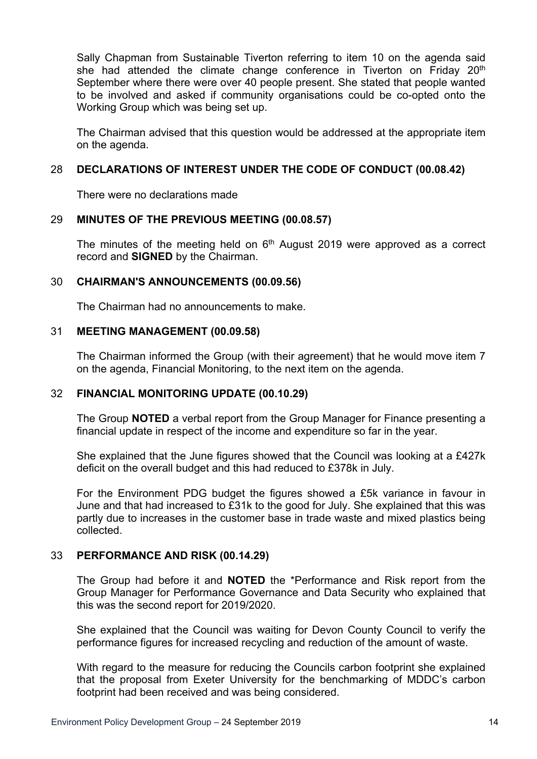Sally Chapman from Sustainable Tiverton referring to item 10 on the agenda said she had attended the climate change conference in Tiverton on Friday 20th September where there were over 40 people present. She stated that people wanted to be involved and asked if community organisations could be co-opted onto the Working Group which was being set up.

The Chairman advised that this question would be addressed at the appropriate item on the agenda.

## 28 DECLARATIONS OF INTEREST UNDER THE CODE OF CONDUCT (00.08.42)

There were no declarations made

## 29 MINUTES OF THE PREVIOUS MEETING (00.08.57)

The minutes of the meeting held on 6th August 2019 were approved as a correct record and **SIGNED** by the Chairman.

## 30 CHAIRMAN'S ANNOUNCEMENTS (00.09.56)

The Chairman had no announcements to make.

## 31 MEETING MANAGEMENT (00.09.58)

The Chairman informed the Group (with their agreement) that he would move item 7 on the agenda, Financial Monitoring, to the next item on the agenda.

## 32 FINANCIAL MONITORING UPDATE (00.10.29)

The Group **NOTED** a verbal report from the Group Manager for Finance presenting a financial update in respect of the income and expenditure so far in the year.

She explained that the June figures showed that the Council was looking at a £427k deficit on the overall budget and this had reduced to £378k in July.

For the Environment PDG budget the figures showed a £5k variance in favour in June and that had increased to £31k to the good for July. She explained that this was partly due to increases in the customer base in trade waste and mixed plastics being collected.

## 33 PERFORMANCE AND RISK (00.14.29)

The Group had before it and **NOTED** the *Performance and Risk report from the Group Manager for Performance Governance and Data Security who explained that this was the second report for 2019/2020.

She explained that the Council was waiting for Devon County Council to verify the performance figures for increased recycling and reduction of the amount of waste.

With regard to the measure for reducing the Councils carbon footprint she explained that the proposal from Exeter University for the benchmarking of MDDC's carbon footprint had been received and was being considered.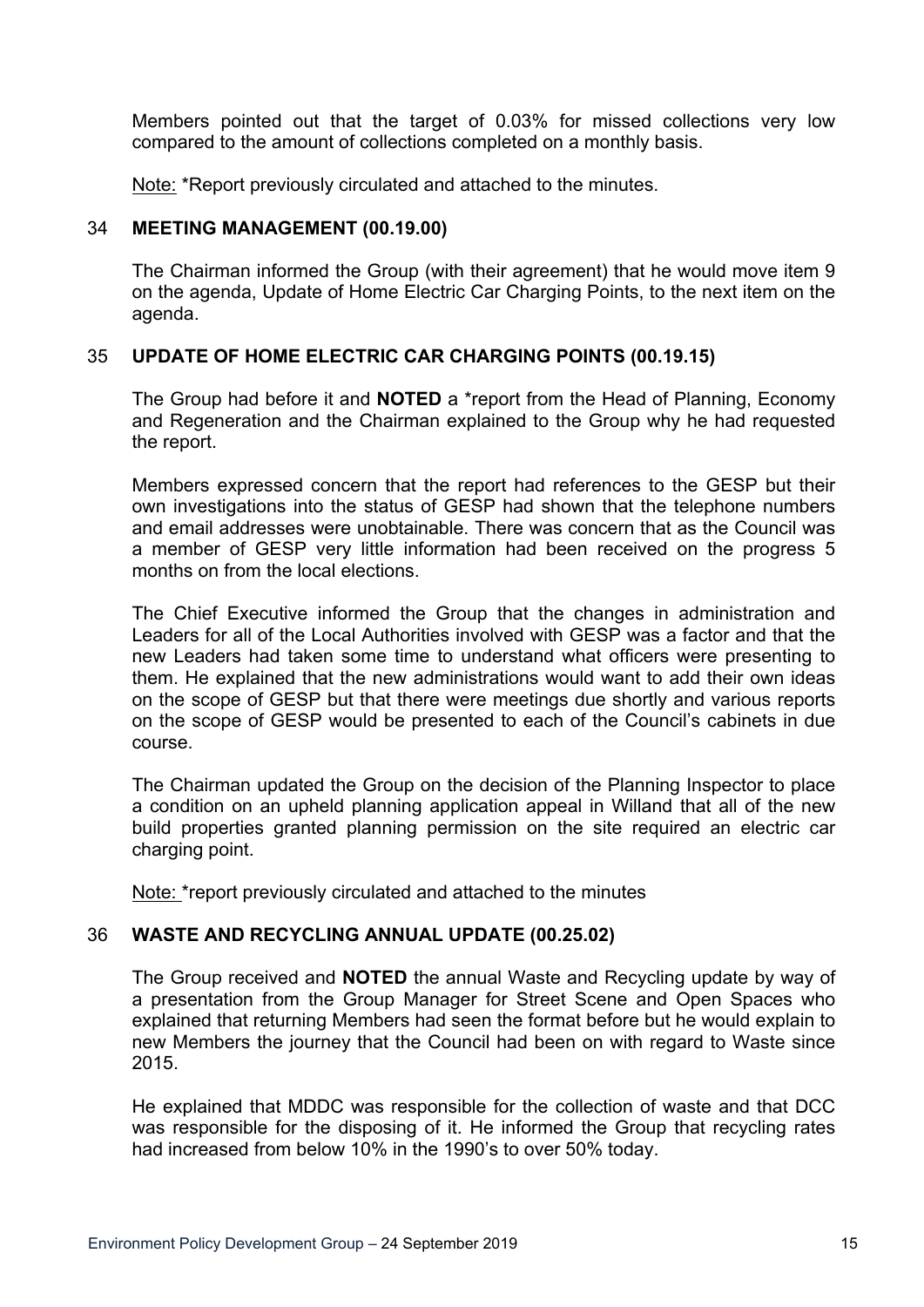Members pointed out that the target of 0.03% for missed collections very low compared to the amount of collections completed on a monthly basis.

Note: *Report previously circulated and attached to the minutes.

### 34 MEETING MANAGEMENT (00.19.00)

The Chairman informed the Group (with their agreement) that he would move item 9 on the agenda, Update of Home Electric Car Charging Points, to the next item on the agenda.

### 35 UPDATE OF HOME ELECTRIC CAR CHARGING POINTS (00.19.15)

The Group had before it and **NOTED** a *report from the Head of Planning, Economy and Regeneration and the Chairman explained to the Group why he had requested the report.

Members expressed concern that the report had references to the GESP but their own investigations into the status of GESP had shown that the telephone numbers and email addresses were unobtainable. There was concern that as the Council was a member of GESP very little information had been received on the progress 5 months on from the local elections.

The Chief Executive informed the Group that the changes in administration and Leaders for all of the Local Authorities involved with GESP was a factor and that the new Leaders had taken some time to understand what officers were presenting to them. He explained that the new administrations would want to add their own ideas on the scope of GESP but that there were meetings due shortly and various reports on the scope of GESP would be presented to each of the Council's cabinets in due course.

The Chairman updated the Group on the decision of the Planning Inspector to place a condition on an upheld planning application appeal in Willand that all of the new build properties granted planning permission on the site required an electric car charging point.

Note: *report previously circulated and attached to the minutes

### 36 WASTE AND RECYCLING ANNUAL UPDATE (00.25.02)

The Group received and **NOTED** the annual Waste and Recycling update by way of a presentation from the Group Manager for Street Scene and Open Spaces who explained that returning Members had seen the format before but he would explain to new Members the journey that the Council had been on with regard to Waste since 2015.

He explained that MDDC was responsible for the collection of waste and that DCC was responsible for the disposing of it. He informed the Group that recycling rates had increased from below 10% in the 1990's to over 50% today.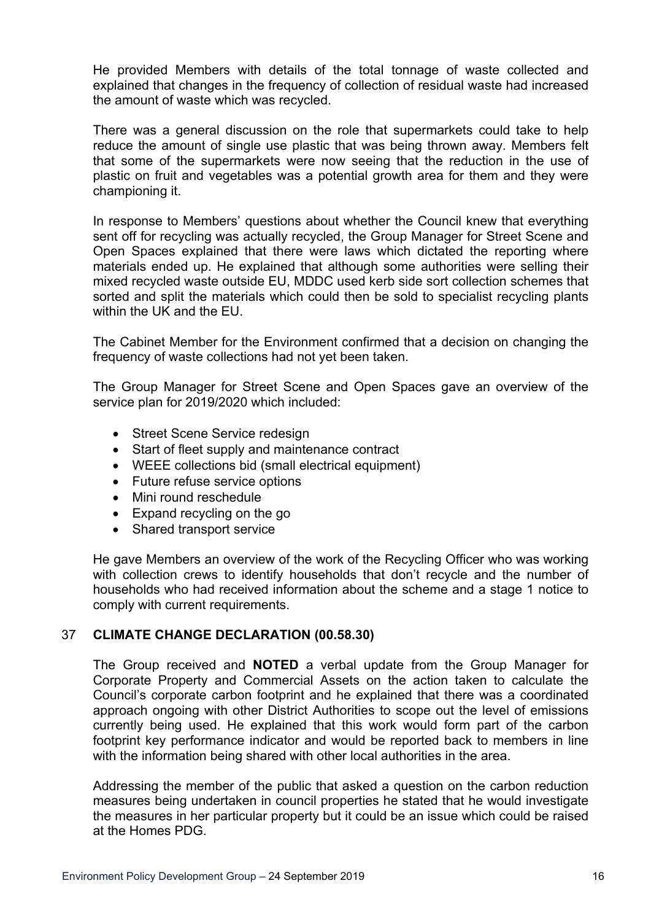He provided Members with details of the total tonnage of waste collected and explained that changes in the frequency of collection of residual waste had increased the amount of waste which was recycled.

There was a general discussion on the role that supermarkets could take to help reduce the amount of single use plastic that was being thrown away. Members felt that some of the supermarkets were now seeing that the reduction in the use of plastic on fruit and vegetables was a potential growth area for them and they were championing it.

In response to Members' questions about whether the Council knew that everything sent off for recycling was actually recycled, the Group Manager for Street Scene and Open Spaces explained that there were laws which dictated the reporting where materials ended up. He explained that although some authorities were selling their mixed recycled waste outside EU, MDDC used kerb side sort collection schemes that sorted and split the materials which could then be sold to specialist recycling plants within the UK and the EU.

The Cabinet Member for the Environment confirmed that a decision on changing the frequency of waste collections had not yet been taken.

The Group Manager for Street Scene and Open Spaces gave an overview of the service plan for 2019/2020 which included:

- Street Scene Service redesign
- Start of fleet supply and maintenance contract
- WEEE collections bid (small electrical equipment)
- Future refuse service options
- Mini round reschedule
- Expand recycling on the go
- Shared transport service

He gave Members an overview of the work of the Recycling Officer who was working with collection crews to identify households that don't recycle and the number of households who had received information about the scheme and a stage 1 notice to comply with current requirements.

## 37 CLIMATE CHANGE DECLARATION (00.58.30)

The Group received and **NOTED** a verbal update from the Group Manager for Corporate Property and Commercial Assets on the action taken to calculate the Council's corporate carbon footprint and he explained that there was a coordinated approach ongoing with other District Authorities to scope out the level of emissions currently being used. He explained that this work would form part of the carbon footprint key performance indicator and would be reported back to members in line with the information being shared with other local authorities in the area.

Addressing the member of the public that asked a question on the carbon reduction measures being undertaken in council properties he stated that he would investigate the measures in her particular property but it could be an issue which could be raised at the Homes PDG.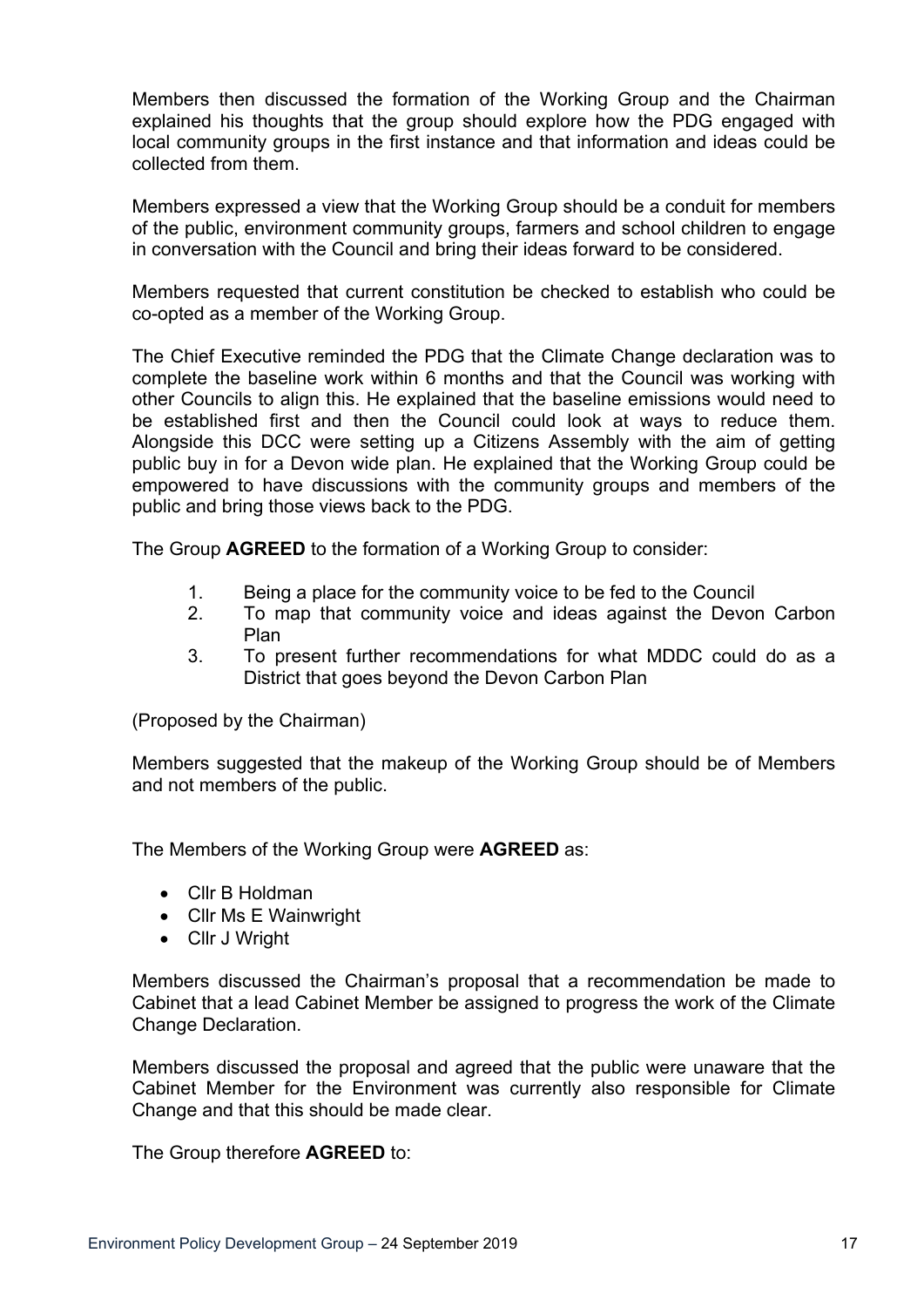Members then discussed the formation of the Working Group and the Chairman explained his thoughts that the group should explore how the PDG engaged with local community groups in the first instance and that information and ideas could be collected from them.

Members expressed a view that the Working Group should be a conduit for members of the public, environment community groups, farmers and school children to engage in conversation with the Council and bring their ideas forward to be considered.

Members requested that current constitution be checked to establish who could be co-opted as a member of the Working Group.

The Chief Executive reminded the PDG that the Climate Change declaration was to complete the baseline work within 6 months and that the Council was working with other Councils to align this. He explained that the baseline emissions would need to be established first and then the Council could look at ways to reduce them. Alongside this DCC were setting up a Citizens Assembly with the aim of getting public buy in for a Devon wide plan. He explained that the Working Group could be empowered to have discussions with the community groups and members of the public and bring those views back to the PDG.

The Group **AGREED** to the formation of a Working Group to consider:

1. Being a place for the community voice to be fed to the Council
2. To map that community voice and ideas against the Devon Carbon Plan
3. To present further recommendations for what MDDC could do as a District that goes beyond the Devon Carbon Plan

(Proposed by the Chairman)

Members suggested that the makeup of the Working Group should be of Members and not members of the public.

The Members of the Working Group were **AGREED** as:

- Cllr B Holdman
- Cllr Ms E Wainwright
- Cllr J Wright

Members discussed the Chairman's proposal that a recommendation be made to Cabinet that a lead Cabinet Member be assigned to progress the work of the Climate Change Declaration.

Members discussed the proposal and agreed that the public were unaware that the Cabinet Member for the Environment was currently also responsible for Climate Change and that this should be made clear.

The Group therefore **AGREED** to: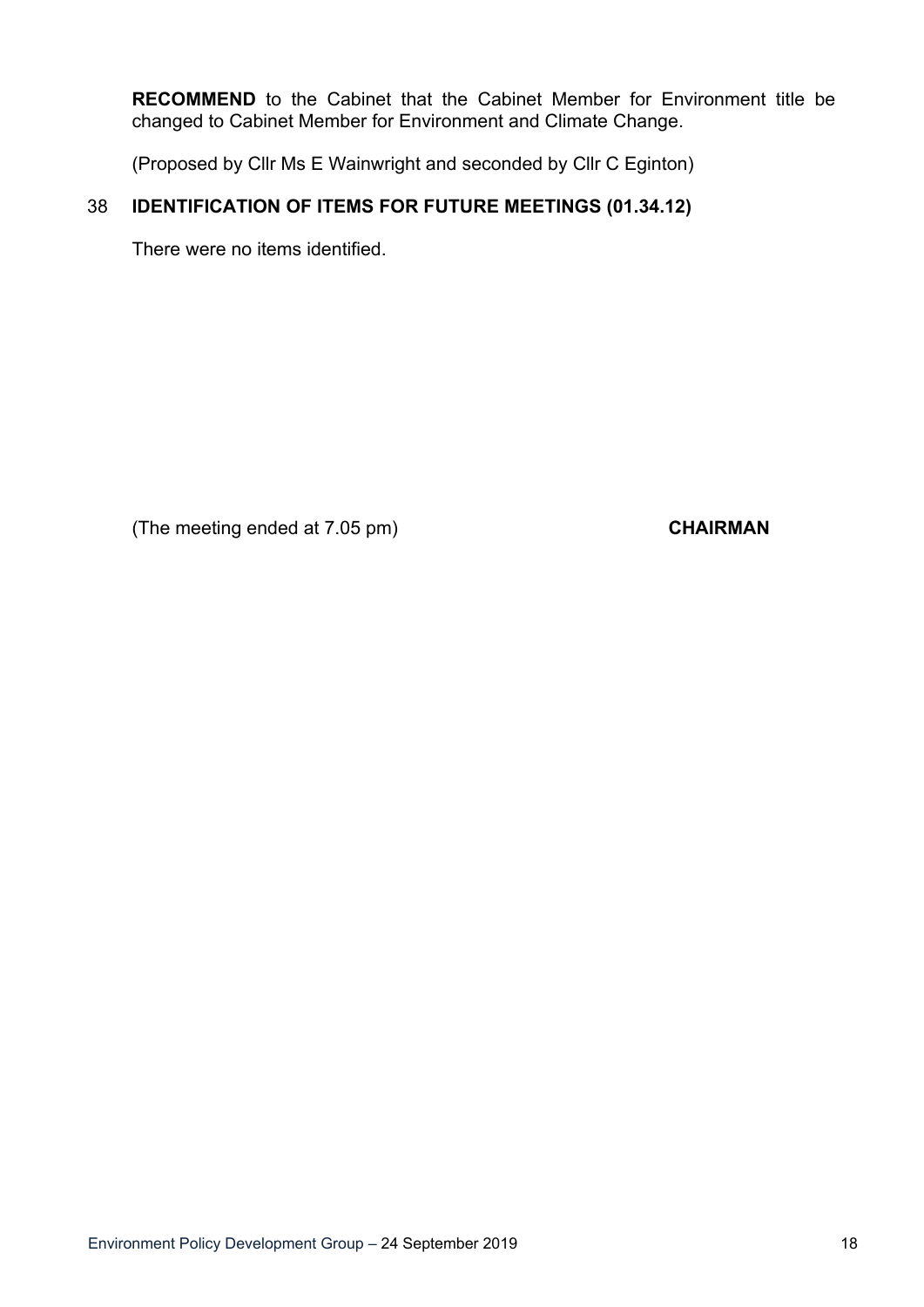**RECOMMEND** to the Cabinet that the Cabinet Member for Environment title be changed to Cabinet Member for Environment and Climate Change.

(Proposed by Cllr Ms E Wainwright and seconded by Cllr C Eginton)

38 **IDENTIFICATION OF ITEMS FOR FUTURE MEETINGS (01.34.12)**

There were no items identified.

(The meeting ended at 7.05 pm) **CHAIRMAN**